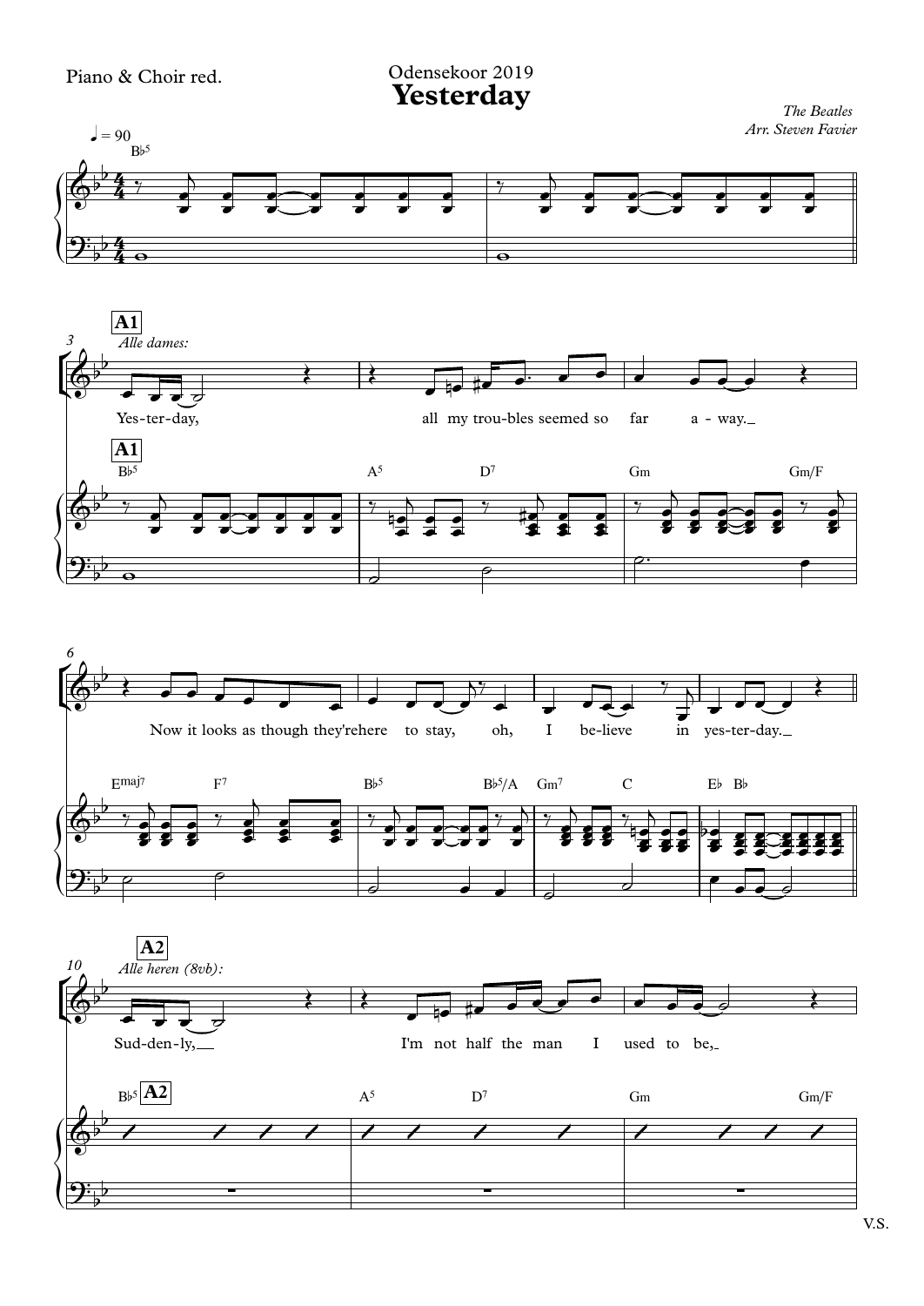Piano & Choir red.

Odensekoor 2019

# Yesterday

*The Beatles*
*Arr. Steven Favier*

♩ = 90

B♭5

**A1**

*Alle dames:*

Yes-ter-day, all my trou-bles seemed so far a - way.

B♭5 A5 D7 Gm Gm/F

Now it looks as though they're here to stay, oh, I be-lieve in yes-ter-day.

Emaj7 F7 B♭5 B♭5/A Gm7 C E♭ B♭

**A2**

*Alle heren (8vb):*

Sud-den-ly, I'm not half the man I used to be,

B♭5 A5 D7 Gm Gm/F

V.S.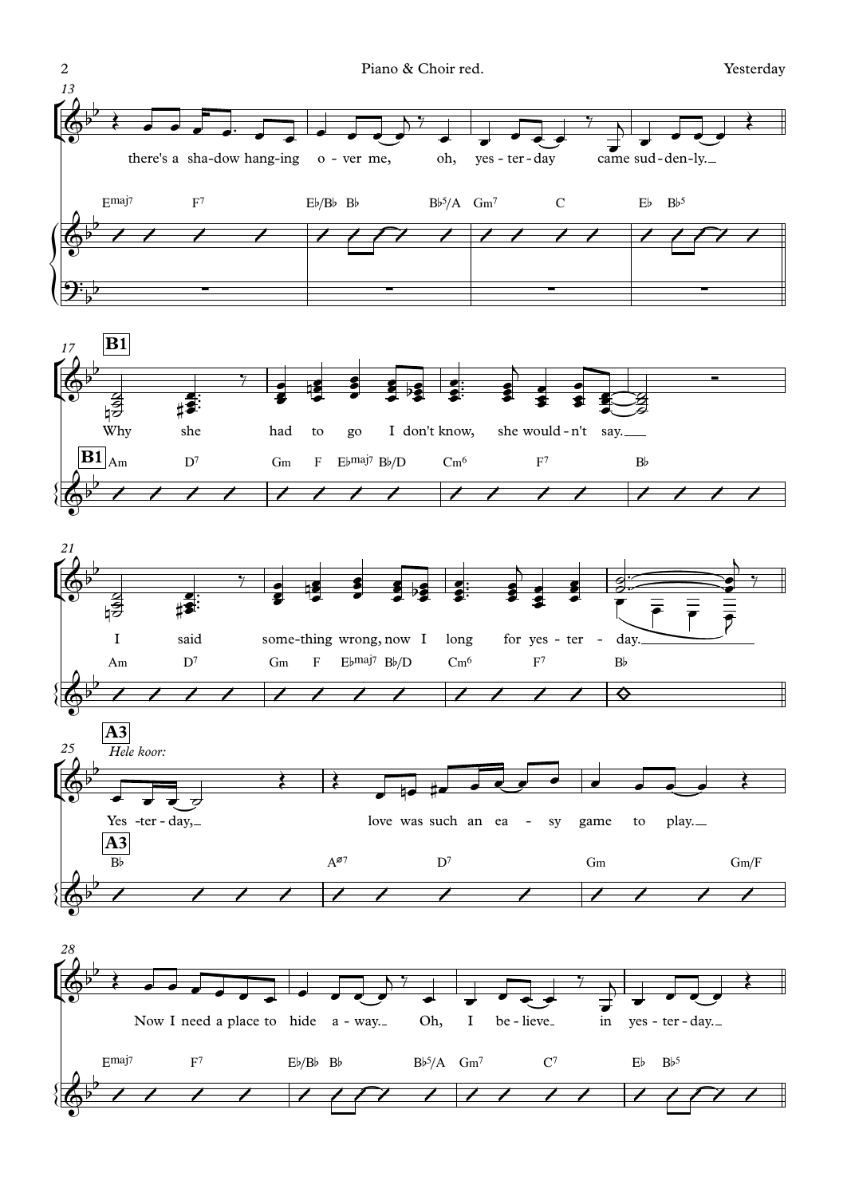**13**

there's a sha-dow hang-ing o - ver me, oh, yes - ter - day came sud - den - ly.

E^maj7 F^7 | E♭/B♭ B♭ B♭^5/A | Gm^7 C | E♭ B♭^5

**17** **B1**

Why she had to go I don't know, she would - n't say.

**B1** Am D^7 | Gm F E♭^maj7 B♭/D | Cm^6 F^7 | B♭

**21**

I said some-thing wrong, now I long for yes - ter - day.

Am D^7 | Gm F E♭^maj7 B♭/D | Cm^6 F^7 | B♭

**25** **A3**

*Hele koor:*

Yes - ter - day, love was such an ea - sy game to play.

**A3** B♭ | A^ø7 D^7 | Gm Gm/F

**28**

Now I need a place to hide a - way. Oh, I be - lieve in yes - ter - day.

E^maj7 F^7 | E♭/B♭ B♭ B♭^5/A | Gm^7 C^7 | E♭ B♭^5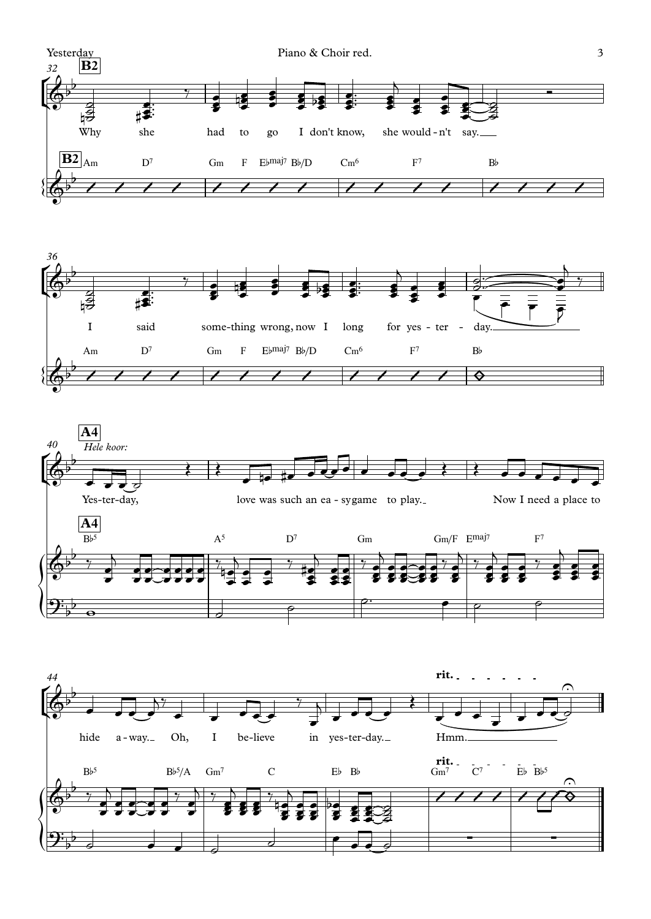**B2**

Why she had to go I don't know, she would - n't say.

Am D7 Gm F E♭maj7 B♭/D Cm6 F7 B♭

I said some-thing wrong, now I long for yes - ter - day.

Am D7 Gm F E♭maj7 B♭/D Cm6 F7 B♭

**A4**

*Hele koor:*

Yes-ter-day, love was such an ea - sygame to play. Now I need a place to

B♭5 A5 D7 Gm Gm/F E♭maj7 F7

hide a - way. Oh, I be-lieve in yes-ter-day. Hmm.

B♭5 B♭5/A Gm7 C E♭ B♭ Gm7 C7 E♭ B♭5

**rit.**